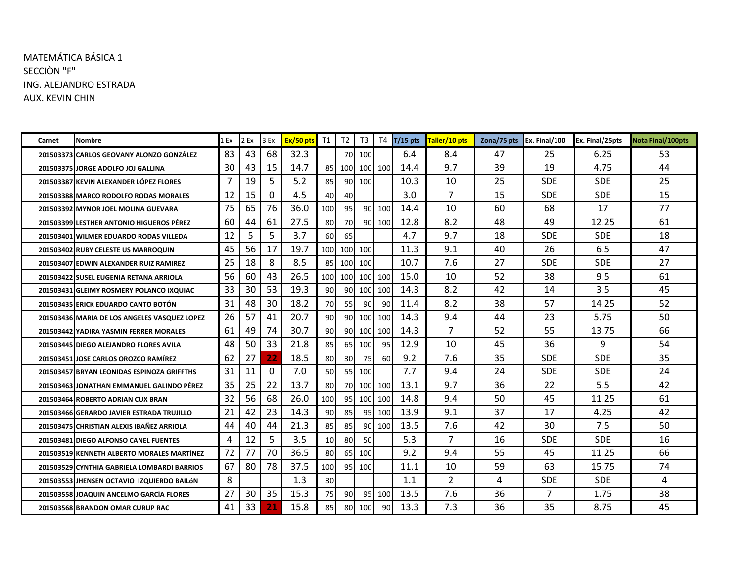MATEMÁTICA BÁSICA 1
SECCIÒN "F"
ING. ALEJANDRO ESTRADA
AUX. KEVIN CHIN

| Carnet | Nombre | 1 Ex | 2 Ex | 3 Ex | Ex/50 pts | T1 | T2 | T3 | T4 | T/15 pts | Taller/10 pts | Zona/75 pts | Ex. Final/100 | Ex. Final/25pts | Nota Final/100pts |
|---|---|---|---|---|---|---|---|---|---|---|---|---|---|---|---|
| 201503373 | CARLOS GEOVANY ALONZO GONZÁLEZ | 83 | 43 | 68 | 32.3 | | 70 | 100 | | 6.4 | 8.4 | 47 | 25 | 6.25 | 53 |
| 201503375 | JORGE ADOLFO JOJ GALLINA | 30 | 43 | 15 | 14.7 | 85 | 100 | 100 | 100 | 14.4 | 9.7 | 39 | 19 | 4.75 | 44 |
| 201503387 | KEVIN ALEXANDER LÓPEZ FLORES | 7 | 19 | 5 | 5.2 | 85 | 90 | 100 | | 10.3 | 10 | 25 | SDE | SDE | 25 |
| 201503388 | MARCO RODOLFO RODAS MORALES | 12 | 15 | 0 | 4.5 | 40 | 40 | | | 3.0 | 7 | 15 | SDE | SDE | 15 |
| 201503392 | MYNOR JOEL MOLINA GUEVARA | 75 | 65 | 76 | 36.0 | 100 | 95 | 90 | 100 | 14.4 | 10 | 60 | 68 | 17 | 77 |
| 201503399 | LESTHER ANTONIO HIGUEROS PÉREZ | 60 | 44 | 61 | 27.5 | 80 | 70 | 90 | 100 | 12.8 | 8.2 | 48 | 49 | 12.25 | 61 |
| 201503401 | WILMER EDUARDO RODAS VILLEDA | 12 | 5 | 5 | 3.7 | 60 | 65 | | | 4.7 | 9.7 | 18 | SDE | SDE | 18 |
| 201503402 | RUBY CELESTE US MARROQUIN | 45 | 56 | 17 | 19.7 | 100 | 100 | 100 | | 11.3 | 9.1 | 40 | 26 | 6.5 | 47 |
| 201503407 | EDWIN ALEXANDER RUIZ RAMIREZ | 25 | 18 | 8 | 8.5 | 85 | 100 | 100 | | 10.7 | 7.6 | 27 | SDE | SDE | 27 |
| 201503422 | SUSEL EUGENIA RETANA ARRIOLA | 56 | 60 | 43 | 26.5 | 100 | 100 | 100 | 100 | 15.0 | 10 | 52 | 38 | 9.5 | 61 |
| 201503431 | GLEIMY ROSMERY POLANCO IXQUIAC | 33 | 30 | 53 | 19.3 | 90 | 90 | 100 | 100 | 14.3 | 8.2 | 42 | 14 | 3.5 | 45 |
| 201503435 | ERICK EDUARDO CANTO BOTÓN | 31 | 48 | 30 | 18.2 | 70 | 55 | 90 | 90 | 11.4 | 8.2 | 38 | 57 | 14.25 | 52 |
| 201503436 | MARIA DE LOS ANGELES VASQUEZ LOPEZ | 26 | 57 | 41 | 20.7 | 90 | 90 | 100 | 100 | 14.3 | 9.4 | 44 | 23 | 5.75 | 50 |
| 201503442 | YADIRA YASMIN FERRER MORALES | 61 | 49 | 74 | 30.7 | 90 | 90 | 100 | 100 | 14.3 | 7 | 52 | 55 | 13.75 | 66 |
| 201503445 | DIEGO ALEJANDRO FLORES AVILA | 48 | 50 | 33 | 21.8 | 85 | 65 | 100 | 95 | 12.9 | 10 | 45 | 36 | 9 | 54 |
| 201503451 | JOSE CARLOS OROZCO RAMÍREZ | 62 | 27 | 22 | 18.5 | 80 | 30 | 75 | 60 | 9.2 | 7.6 | 35 | SDE | SDE | 35 |
| 201503457 | BRYAN LEONIDAS ESPINOZA GRIFFTHS | 31 | 11 | 0 | 7.0 | 50 | 55 | 100 | | 7.7 | 9.4 | 24 | SDE | SDE | 24 |
| 201503463 | JONATHAN EMMANUEL GALINDO PÉREZ | 35 | 25 | 22 | 13.7 | 80 | 70 | 100 | 100 | 13.1 | 9.7 | 36 | 22 | 5.5 | 42 |
| 201503464 | ROBERTO ADRIAN CUX BRAN | 32 | 56 | 68 | 26.0 | 100 | 95 | 100 | 100 | 14.8 | 9.4 | 50 | 45 | 11.25 | 61 |
| 201503466 | GERARDO JAVIER ESTRADA TRUJILLO | 21 | 42 | 23 | 14.3 | 90 | 85 | 95 | 100 | 13.9 | 9.1 | 37 | 17 | 4.25 | 42 |
| 201503475 | CHRISTIAN ALEXIS IBAÑEZ ARRIOLA | 44 | 40 | 44 | 21.3 | 85 | 85 | 90 | 100 | 13.5 | 7.6 | 42 | 30 | 7.5 | 50 |
| 201503481 | DIEGO ALFONSO CANEL FUENTES | 4 | 12 | 5 | 3.5 | 10 | 80 | 50 | | 5.3 | 7 | 16 | SDE | SDE | 16 |
| 201503519 | KENNETH ALBERTO MORALES MARTÍNEZ | 72 | 77 | 70 | 36.5 | 80 | 65 | 100 | | 9.2 | 9.4 | 55 | 45 | 11.25 | 66 |
| 201503529 | CYNTHIA GABRIELA LOMBARDI BARRIOS | 67 | 80 | 78 | 37.5 | 100 | 95 | 100 | | 11.1 | 10 | 59 | 63 | 15.75 | 74 |
| 201503553 | JHENSEN OCTAVIO IZQUIERDO BAILóN | 8 | | | 1.3 | 30 | | | | 1.1 | 2 | 4 | SDE | SDE | 4 |
| 201503558 | JOAQUIN ANCELMO GARCÍA FLORES | 27 | 30 | 35 | 15.3 | 75 | 90 | 95 | 100 | 13.5 | 7.6 | 36 | 7 | 1.75 | 38 |
| 201503568 | BRANDON OMAR CURUP RAC | 41 | 33 | 21 | 15.8 | 85 | 80 | 100 | 90 | 13.3 | 7.3 | 36 | 35 | 8.75 | 45 |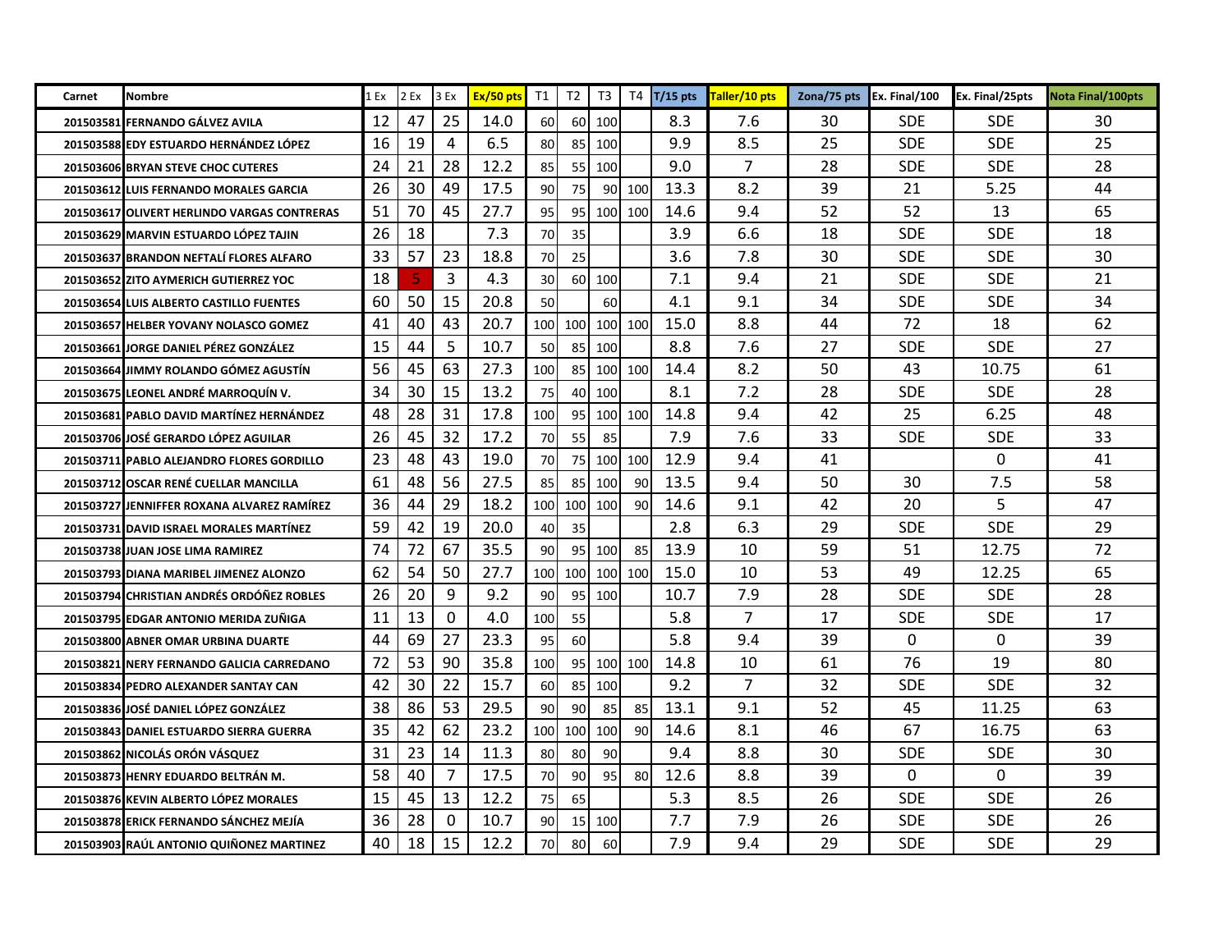| Carnet | Nombre | 1 Ex | 2 Ex | 3 Ex | Ex/50 pts | T1 | T2 | T3 | T4 | T/15 pts | Taller/10 pts | Zona/75 pts | Ex. Final/100 | Ex. Final/25pts | Nota Final/100pts |
|---|---|---|---|---|---|---|---|---|---|---|---|---|---|---|---|
| 201503581 | FERNANDO GÁLVEZ AVILA | 12 | 47 | 25 | 14.0 | 60 | 60 | 100 | | 8.3 | 7.6 | 30 | SDE | SDE | 30 |
| 201503588 | EDY ESTUARDO HERNÁNDEZ LÓPEZ | 16 | 19 | 4 | 6.5 | 80 | 85 | 100 | | 9.9 | 8.5 | 25 | SDE | SDE | 25 |
| 201503606 | BRYAN STEVE CHOC CUTERES | 24 | 21 | 28 | 12.2 | 85 | 55 | 100 | | 9.0 | 7 | 28 | SDE | SDE | 28 |
| 201503612 | LUIS FERNANDO MORALES GARCIA | 26 | 30 | 49 | 17.5 | 90 | 75 | 90 | 100 | 13.3 | 8.2 | 39 | 21 | 5.25 | 44 |
| 201503617 | OLIVERT HERLINDO VARGAS CONTRERAS | 51 | 70 | 45 | 27.7 | 95 | 95 | 100 | 100 | 14.6 | 9.4 | 52 | 52 | 13 | 65 |
| 201503629 | MARVIN ESTUARDO LÓPEZ TAJIN | 26 | 18 | | 7.3 | 70 | 35 | | | 3.9 | 6.6 | 18 | SDE | SDE | 18 |
| 201503637 | BRANDON NEFTALÍ FLORES ALFARO | 33 | 57 | 23 | 18.8 | 70 | 25 | | | 3.6 | 7.8 | 30 | SDE | SDE | 30 |
| 201503652 | ZITO AYMERICH GUTIERREZ YOC | 18 | 5 | 3 | 4.3 | 30 | 60 | 100 | | 7.1 | 9.4 | 21 | SDE | SDE | 21 |
| 201503654 | LUIS ALBERTO CASTILLO FUENTES | 60 | 50 | 15 | 20.8 | 50 | | 60 | | 4.1 | 9.1 | 34 | SDE | SDE | 34 |
| 201503657 | HELBER YOVANY NOLASCO GOMEZ | 41 | 40 | 43 | 20.7 | 100 | 100 | 100 | 100 | 15.0 | 8.8 | 44 | 72 | 18 | 62 |
| 201503661 | JORGE DANIEL PÉREZ GONZÁLEZ | 15 | 44 | 5 | 10.7 | 50 | 85 | 100 | | 8.8 | 7.6 | 27 | SDE | SDE | 27 |
| 201503664 | JIMMY ROLANDO GÓMEZ AGUSTÍN | 56 | 45 | 63 | 27.3 | 100 | 85 | 100 | 100 | 14.4 | 8.2 | 50 | 43 | 10.75 | 61 |
| 201503675 | LEONEL ANDRÉ MARROQUÍN V. | 34 | 30 | 15 | 13.2 | 75 | 40 | 100 | | 8.1 | 7.2 | 28 | SDE | SDE | 28 |
| 201503681 | PABLO DAVID MARTÍNEZ HERNÁNDEZ | 48 | 28 | 31 | 17.8 | 100 | 95 | 100 | 100 | 14.8 | 9.4 | 42 | 25 | 6.25 | 48 |
| 201503706 | JOSÉ GERARDO LÓPEZ AGUILAR | 26 | 45 | 32 | 17.2 | 70 | 55 | 85 | | 7.9 | 7.6 | 33 | SDE | SDE | 33 |
| 201503711 | PABLO ALEJANDRO FLORES GORDILLO | 23 | 48 | 43 | 19.0 | 70 | 75 | 100 | 100 | 12.9 | 9.4 | 41 | | 0 | 41 |
| 201503712 | OSCAR RENÉ CUELLAR MANCILLA | 61 | 48 | 56 | 27.5 | 85 | 85 | 100 | 90 | 13.5 | 9.4 | 50 | 30 | 7.5 | 58 |
| 201503727 | JENNIFFER ROXANA ALVAREZ RAMÍREZ | 36 | 44 | 29 | 18.2 | 100 | 100 | 100 | 90 | 14.6 | 9.1 | 42 | 20 | 5 | 47 |
| 201503731 | DAVID ISRAEL MORALES MARTÍNEZ | 59 | 42 | 19 | 20.0 | 40 | 35 | | | 2.8 | 6.3 | 29 | SDE | SDE | 29 |
| 201503738 | JUAN JOSE LIMA RAMIREZ | 74 | 72 | 67 | 35.5 | 90 | 95 | 100 | 85 | 13.9 | 10 | 59 | 51 | 12.75 | 72 |
| 201503793 | DIANA MARIBEL JIMENEZ ALONZO | 62 | 54 | 50 | 27.7 | 100 | 100 | 100 | 100 | 15.0 | 10 | 53 | 49 | 12.25 | 65 |
| 201503794 | CHRISTIAN ANDRÉS ORDÓÑEZ ROBLES | 26 | 20 | 9 | 9.2 | 90 | 95 | 100 | | 10.7 | 7.9 | 28 | SDE | SDE | 28 |
| 201503795 | EDGAR ANTONIO MERIDA ZUÑIGA | 11 | 13 | 0 | 4.0 | 100 | 55 | | | 5.8 | 7 | 17 | SDE | SDE | 17 |
| 201503800 | ABNER OMAR URBINA DUARTE | 44 | 69 | 27 | 23.3 | 95 | 60 | | | 5.8 | 9.4 | 39 | 0 | 0 | 39 |
| 201503821 | NERY FERNANDO GALICIA CARREDANO | 72 | 53 | 90 | 35.8 | 100 | 95 | 100 | 100 | 14.8 | 10 | 61 | 76 | 19 | 80 |
| 201503834 | PEDRO ALEXANDER SANTAY CAN | 42 | 30 | 22 | 15.7 | 60 | 85 | 100 | | 9.2 | 7 | 32 | SDE | SDE | 32 |
| 201503836 | JOSÉ DANIEL LÓPEZ GONZÁLEZ | 38 | 86 | 53 | 29.5 | 90 | 90 | 85 | 85 | 13.1 | 9.1 | 52 | 45 | 11.25 | 63 |
| 201503843 | DANIEL ESTUARDO SIERRA GUERRA | 35 | 42 | 62 | 23.2 | 100 | 100 | 100 | 90 | 14.6 | 8.1 | 46 | 67 | 16.75 | 63 |
| 201503862 | NICOLÁS ORÓN VÁSQUEZ | 31 | 23 | 14 | 11.3 | 80 | 80 | 90 | | 9.4 | 8.8 | 30 | SDE | SDE | 30 |
| 201503873 | HENRY EDUARDO BELTRÁN M. | 58 | 40 | 7 | 17.5 | 70 | 90 | 95 | 80 | 12.6 | 8.8 | 39 | 0 | 0 | 39 |
| 201503876 | KEVIN ALBERTO LÓPEZ MORALES | 15 | 45 | 13 | 12.2 | 75 | 65 | | | 5.3 | 8.5 | 26 | SDE | SDE | 26 |
| 201503878 | ERICK FERNANDO SÁNCHEZ MEJÍA | 36 | 28 | 0 | 10.7 | 90 | 15 | 100 | | 7.7 | 7.9 | 26 | SDE | SDE | 26 |
| 201503903 | RAÚL ANTONIO QUIÑONEZ MARTINEZ | 40 | 18 | 15 | 12.2 | 70 | 80 | 60 | | 7.9 | 9.4 | 29 | SDE | SDE | 29 |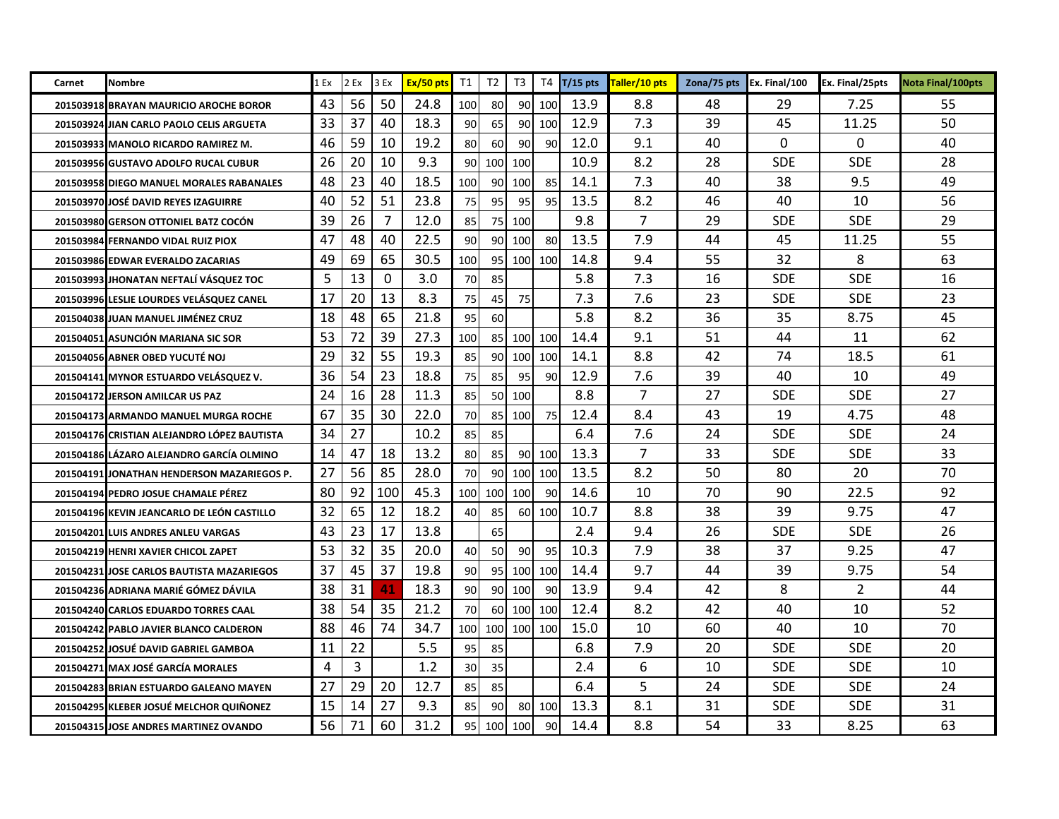| Carnet | Nombre | 1 Ex | 2 Ex | 3 Ex | Ex/50 pts | T1 | T2 | T3 | T4 | T/15 pts | Taller/10 pts | Zona/75 pts | Ex. Final/100 | Ex. Final/25pts | Nota Final/100pts |
|---|---|---|---|---|---|---|---|---|---|---|---|---|---|---|---|
| 201503918 | BRAYAN MAURICIO AROCHE BOROR | 43 | 56 | 50 | 24.8 | 100 | 80 | 90 | 100 | 13.9 | 8.8 | 48 | 29 | 7.25 | 55 |
| 201503924 | JIAN CARLO PAOLO CELIS ARGUETA | 33 | 37 | 40 | 18.3 | 90 | 65 | 90 | 100 | 12.9 | 7.3 | 39 | 45 | 11.25 | 50 |
| 201503933 | MANOLO RICARDO RAMIREZ M. | 46 | 59 | 10 | 19.2 | 80 | 60 | 90 | 90 | 12.0 | 9.1 | 40 | 0 | 0 | 40 |
| 201503956 | GUSTAVO ADOLFO RUCAL CUBUR | 26 | 20 | 10 | 9.3 | 90 | 100 | 100 | | 10.9 | 8.2 | 28 | SDE | SDE | 28 |
| 201503958 | DIEGO MANUEL MORALES RABANALES | 48 | 23 | 40 | 18.5 | 100 | 90 | 100 | 85 | 14.1 | 7.3 | 40 | 38 | 9.5 | 49 |
| 201503970 | JOSÉ DAVID REYES IZAGUIRRE | 40 | 52 | 51 | 23.8 | 75 | 95 | 95 | 95 | 13.5 | 8.2 | 46 | 40 | 10 | 56 |
| 201503980 | GERSON OTTONIEL BATZ COCÓN | 39 | 26 | 7 | 12.0 | 85 | 75 | 100 | | 9.8 | 7 | 29 | SDE | SDE | 29 |
| 201503984 | FERNANDO VIDAL RUIZ PIOX | 47 | 48 | 40 | 22.5 | 90 | 90 | 100 | 80 | 13.5 | 7.9 | 44 | 45 | 11.25 | 55 |
| 201503986 | EDWAR EVERALDO ZACARIAS | 49 | 69 | 65 | 30.5 | 100 | 95 | 100 | 100 | 14.8 | 9.4 | 55 | 32 | 8 | 63 |
| 201503993 | JHONATAN NEFTALÍ VÁSQUEZ TOC | 5 | 13 | 0 | 3.0 | 70 | 85 | | | 5.8 | 7.3 | 16 | SDE | SDE | 16 |
| 201503996 | LESLIE LOURDES VELÁSQUEZ CANEL | 17 | 20 | 13 | 8.3 | 75 | 45 | 75 | | 7.3 | 7.6 | 23 | SDE | SDE | 23 |
| 201504038 | JUAN MANUEL JIMÉNEZ CRUZ | 18 | 48 | 65 | 21.8 | 95 | 60 | | | 5.8 | 8.2 | 36 | 35 | 8.75 | 45 |
| 201504051 | ASUNCIÓN MARIANA SIC SOR | 53 | 72 | 39 | 27.3 | 100 | 85 | 100 | 100 | 14.4 | 9.1 | 51 | 44 | 11 | 62 |
| 201504056 | ABNER OBED YUCUTÉ NOJ | 29 | 32 | 55 | 19.3 | 85 | 90 | 100 | 100 | 14.1 | 8.8 | 42 | 74 | 18.5 | 61 |
| 201504141 | MYNOR ESTUARDO VELÁSQUEZ V. | 36 | 54 | 23 | 18.8 | 75 | 85 | 95 | 90 | 12.9 | 7.6 | 39 | 40 | 10 | 49 |
| 201504172 | JERSON AMILCAR US PAZ | 24 | 16 | 28 | 11.3 | 85 | 50 | 100 | | 8.8 | 7 | 27 | SDE | SDE | 27 |
| 201504173 | ARMANDO MANUEL MURGA ROCHE | 67 | 35 | 30 | 22.0 | 70 | 85 | 100 | 75 | 12.4 | 8.4 | 43 | 19 | 4.75 | 48 |
| 201504176 | CRISTIAN ALEJANDRO LÓPEZ BAUTISTA | 34 | 27 | | 10.2 | 85 | 85 | | | 6.4 | 7.6 | 24 | SDE | SDE | 24 |
| 201504186 | LÁZARO ALEJANDRO GARCÍA OLMINO | 14 | 47 | 18 | 13.2 | 80 | 85 | 90 | 100 | 13.3 | 7 | 33 | SDE | SDE | 33 |
| 201504191 | JONATHAN HENDERSON MAZARIEGOS P. | 27 | 56 | 85 | 28.0 | 70 | 90 | 100 | 100 | 13.5 | 8.2 | 50 | 80 | 20 | 70 |
| 201504194 | PEDRO JOSUE CHAMALE PÉREZ | 80 | 92 | 100 | 45.3 | 100 | 100 | 100 | 90 | 14.6 | 10 | 70 | 90 | 22.5 | 92 |
| 201504196 | KEVIN JEANCARLO DE LEÓN CASTILLO | 32 | 65 | 12 | 18.2 | 40 | 85 | 60 | 100 | 10.7 | 8.8 | 38 | 39 | 9.75 | 47 |
| 201504201 | LUIS ANDRES ANLEU VARGAS | 43 | 23 | 17 | 13.8 | | 65 | | | 2.4 | 9.4 | 26 | SDE | SDE | 26 |
| 201504219 | HENRI XAVIER CHICOL ZAPET | 53 | 32 | 35 | 20.0 | 40 | 50 | 90 | 95 | 10.3 | 7.9 | 38 | 37 | 9.25 | 47 |
| 201504231 | JOSE CARLOS BAUTISTA MAZARIEGOS | 37 | 45 | 37 | 19.8 | 90 | 95 | 100 | 100 | 14.4 | 9.7 | 44 | 39 | 9.75 | 54 |
| 201504236 | ADRIANA MARIÉ GÓMEZ DÁVILA | 38 | 31 | 41 | 18.3 | 90 | 90 | 100 | 90 | 13.9 | 9.4 | 42 | 8 | 2 | 44 |
| 201504240 | CARLOS EDUARDO TORRES CAAL | 38 | 54 | 35 | 21.2 | 70 | 60 | 100 | 100 | 12.4 | 8.2 | 42 | 40 | 10 | 52 |
| 201504242 | PABLO JAVIER BLANCO CALDERON | 88 | 46 | 74 | 34.7 | 100 | 100 | 100 | 100 | 15.0 | 10 | 60 | 40 | 10 | 70 |
| 201504252 | JOSUÉ DAVID GABRIEL GAMBOA | 11 | 22 | | 5.5 | 95 | 85 | | | 6.8 | 7.9 | 20 | SDE | SDE | 20 |
| 201504271 | MAX JOSÉ GARCÍA MORALES | 4 | 3 | | 1.2 | 30 | 35 | | | 2.4 | 6 | 10 | SDE | SDE | 10 |
| 201504283 | BRIAN ESTUARDO GALEANO MAYEN | 27 | 29 | 20 | 12.7 | 85 | 85 | | | 6.4 | 5 | 24 | SDE | SDE | 24 |
| 201504295 | KLEBER JOSUÉ MELCHOR QUIÑONEZ | 15 | 14 | 27 | 9.3 | 85 | 90 | 80 | 100 | 13.3 | 8.1 | 31 | SDE | SDE | 31 |
| 201504315 | JOSE ANDRES MARTINEZ OVANDO | 56 | 71 | 60 | 31.2 | 95 | 100 | 100 | 90 | 14.4 | 8.8 | 54 | 33 | 8.25 | 63 |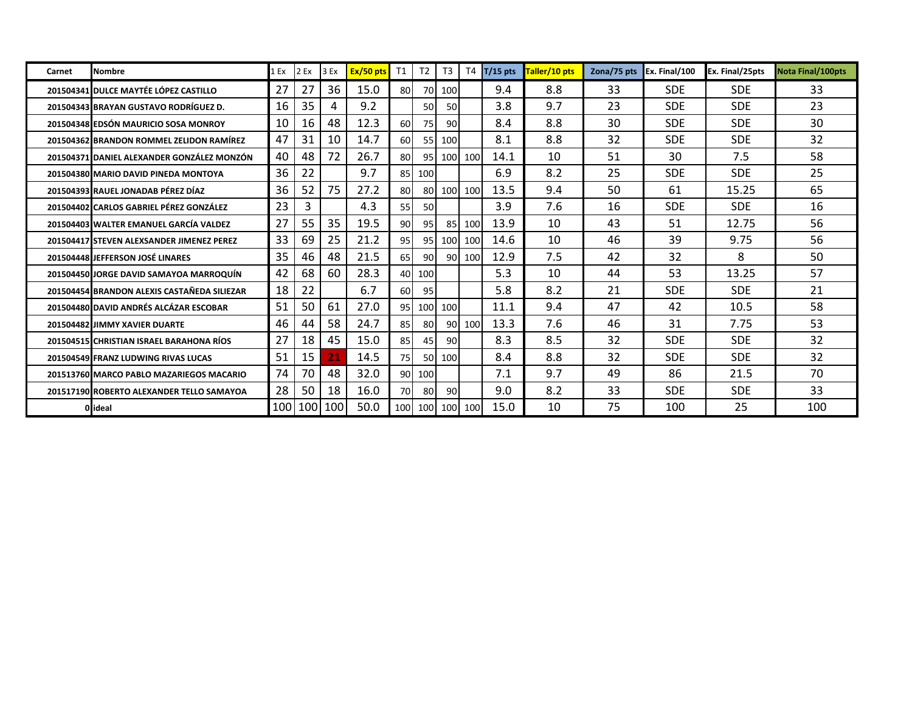| Carnet | Nombre | 1 Ex | 2 Ex | 3 Ex | Ex/50 pts | T1 | T2 | T3 | T4 | T/15 pts | Taller/10 pts | Zona/75 pts | Ex. Final/100 | Ex. Final/25pts | Nota Final/100pts |
|---|---|---|---|---|---|---|---|---|---|---|---|---|---|---|---|
| 201504341 | DULCE MAYTÉE LÓPEZ CASTILLO | 27 | 27 | 36 | 15.0 | 80 | 70 | 100 | | 9.4 | 8.8 | 33 | SDE | SDE | 33 |
| 201504343 | BRAYAN GUSTAVO RODRÍGUEZ D. | 16 | 35 | 4 | 9.2 | | 50 | 50 | | 3.8 | 9.7 | 23 | SDE | SDE | 23 |
| 201504348 | EDSÓN MAURICIO SOSA MONROY | 10 | 16 | 48 | 12.3 | 60 | 75 | 90 | | 8.4 | 8.8 | 30 | SDE | SDE | 30 |
| 201504362 | BRANDON ROMMEL ZELIDON RAMÍREZ | 47 | 31 | 10 | 14.7 | 60 | 55 | 100 | | 8.1 | 8.8 | 32 | SDE | SDE | 32 |
| 201504371 | DANIEL ALEXANDER GONZÁLEZ MONZÓN | 40 | 48 | 72 | 26.7 | 80 | 95 | 100 | 100 | 14.1 | 10 | 51 | 30 | 7.5 | 58 |
| 201504380 | MARIO DAVID PINEDA MONTOYA | 36 | 22 | | 9.7 | 85 | 100 | | | 6.9 | 8.2 | 25 | SDE | SDE | 25 |
| 201504393 | RAUEL JONADAB PÉREZ DÍAZ | 36 | 52 | 75 | 27.2 | 80 | 80 | 100 | 100 | 13.5 | 9.4 | 50 | 61 | 15.25 | 65 |
| 201504402 | CARLOS GABRIEL PÉREZ GONZÁLEZ | 23 | 3 | | 4.3 | 55 | 50 | | | 3.9 | 7.6 | 16 | SDE | SDE | 16 |
| 201504403 | WALTER EMANUEL GARCÍA VALDEZ | 27 | 55 | 35 | 19.5 | 90 | 95 | 85 | 100 | 13.9 | 10 | 43 | 51 | 12.75 | 56 |
| 201504417 | STEVEN ALEXSANDER JIMENEZ PEREZ | 33 | 69 | 25 | 21.2 | 95 | 95 | 100 | 100 | 14.6 | 10 | 46 | 39 | 9.75 | 56 |
| 201504448 | JEFFERSON JOSÉ LINARES | 35 | 46 | 48 | 21.5 | 65 | 90 | 90 | 100 | 12.9 | 7.5 | 42 | 32 | 8 | 50 |
| 201504450 | JORGE DAVID SAMAYOA MARROQUÍN | 42 | 68 | 60 | 28.3 | 40 | 100 | | | 5.3 | 10 | 44 | 53 | 13.25 | 57 |
| 201504454 | BRANDON ALEXIS CASTAÑEDA SILIEZAR | 18 | 22 | | 6.7 | 60 | 95 | | | 5.8 | 8.2 | 21 | SDE | SDE | 21 |
| 201504480 | DAVID ANDRÉS ALCÁZAR ESCOBAR | 51 | 50 | 61 | 27.0 | 95 | 100 | 100 | | 11.1 | 9.4 | 47 | 42 | 10.5 | 58 |
| 201504482 | JIMMY XAVIER DUARTE | 46 | 44 | 58 | 24.7 | 85 | 80 | 90 | 100 | 13.3 | 7.6 | 46 | 31 | 7.75 | 53 |
| 201504515 | CHRISTIAN ISRAEL BARAHONA RÍOS | 27 | 18 | 45 | 15.0 | 85 | 45 | 90 | | 8.3 | 8.5 | 32 | SDE | SDE | 32 |
| 201504549 | FRANZ LUDWING RIVAS LUCAS | 51 | 15 | 21 | 14.5 | 75 | 50 | 100 | | 8.4 | 8.8 | 32 | SDE | SDE | 32 |
| 201513760 | MARCO PABLO MAZARIEGOS MACARIO | 74 | 70 | 48 | 32.0 | 90 | 100 | | | 7.1 | 9.7 | 49 | 86 | 21.5 | 70 |
| 201517190 | ROBERTO ALEXANDER TELLO SAMAYOA | 28 | 50 | 18 | 16.0 | 70 | 80 | 90 | | 9.0 | 8.2 | 33 | SDE | SDE | 33 |
| 0 | ideal | 100 | 100 | 100 | 50.0 | 100 | 100 | 100 | 100 | 15.0 | 10 | 75 | 100 | 25 | 100 |